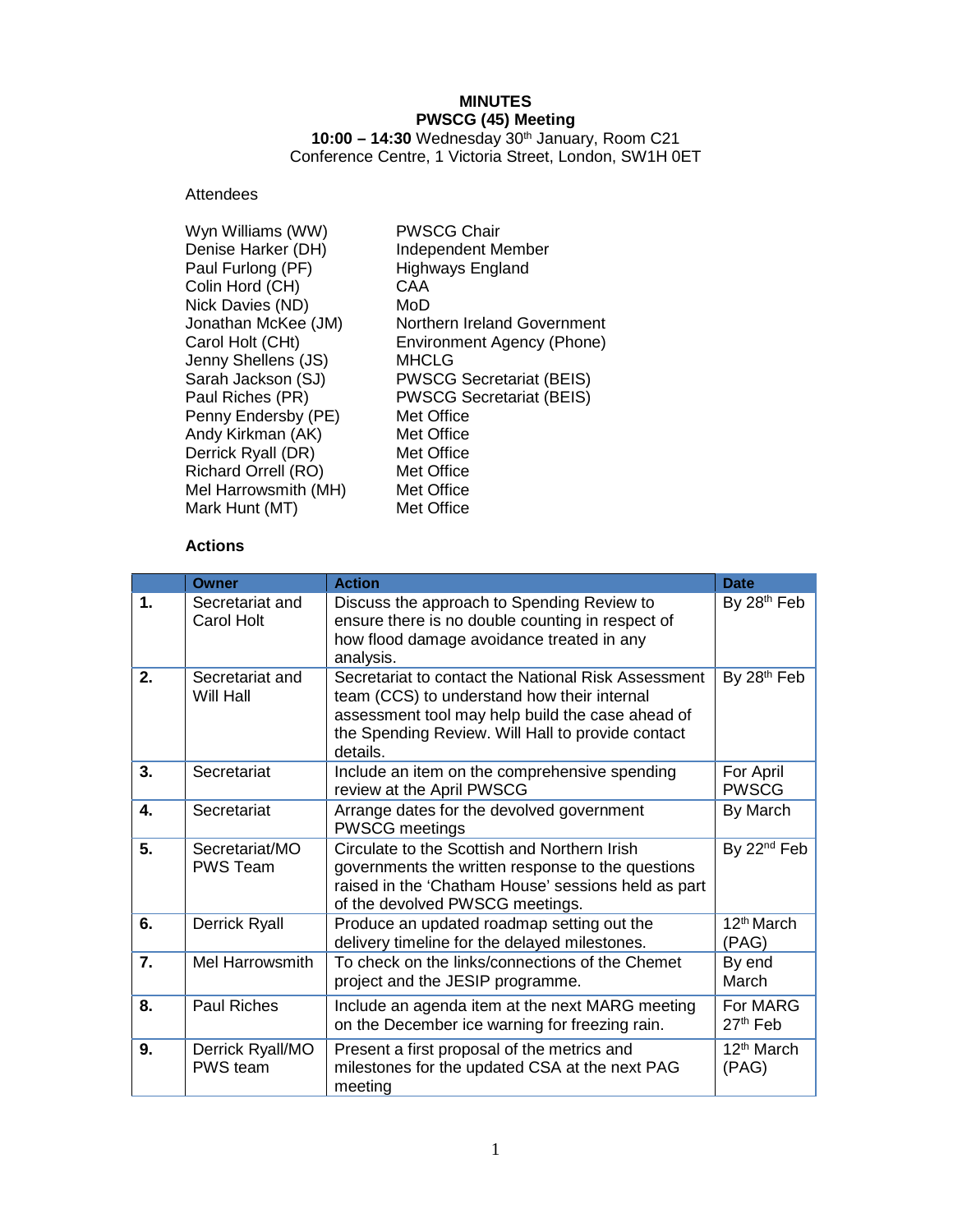**MINUTES**
**PWSCG (45) Meeting**
**10:00 – 14:30** Wednesday 30th January, Room C21
Conference Centre, 1 Victoria Street, London, SW1H 0ET

Attendees

| | |
|---|---|
| Wyn Williams (WW) | PWSCG Chair |
| Denise Harker (DH) | Independent Member |
| Paul Furlong (PF) | Highways England |
| Colin Hord (CH) | CAA |
| Nick Davies (ND) | MoD |
| Jonathan McKee (JM) | Northern Ireland Government |
| Carol Holt (CHt) | Environment Agency (Phone) |
| Jenny Shellens (JS) | MHCLG |
| Sarah Jackson (SJ) | PWSCG Secretariat (BEIS) |
| Paul Riches (PR) | PWSCG Secretariat (BEIS) |
| Penny Endersby (PE) | Met Office |
| Andy Kirkman (AK) | Met Office |
| Derrick Ryall (DR) | Met Office |
| Richard Orrell (RO) | Met Office |
| Mel Harrowsmith (MH) | Met Office |
| Mark Hunt (MT) | Met Office |

**Actions**

| | Owner | Action | Date |
|---|---|---|---|
| **1.** | Secretariat and Carol Holt | Discuss the approach to Spending Review to ensure there is no double counting in respect of how flood damage avoidance treated in any analysis. | By 28th Feb |
| **2.** | Secretariat and Will Hall | Secretariat to contact the National Risk Assessment team (CCS) to understand how their internal assessment tool may help build the case ahead of the Spending Review. Will Hall to provide contact details. | By 28th Feb |
| **3.** | Secretariat | Include an item on the comprehensive spending review at the April PWSCG | For April PWSCG |
| **4.** | Secretariat | Arrange dates for the devolved government PWSCG meetings | By March |
| **5.** | Secretariat/MO PWS Team | Circulate to the Scottish and Northern Irish governments the written response to the questions raised in the 'Chatham House' sessions held as part of the devolved PWSCG meetings. | By 22nd Feb |
| **6.** | Derrick Ryall | Produce an updated roadmap setting out the delivery timeline for the delayed milestones. | 12th March (PAG) |
| **7.** | Mel Harrowsmith | To check on the links/connections of the Chemet project and the JESIP programme. | By end March |
| **8.** | Paul Riches | Include an agenda item at the next MARG meeting on the December ice warning for freezing rain. | For MARG 27th Feb |
| **9.** | Derrick Ryall/MO PWS team | Present a first proposal of the metrics and milestones for the updated CSA at the next PAG meeting | 12th March (PAG) |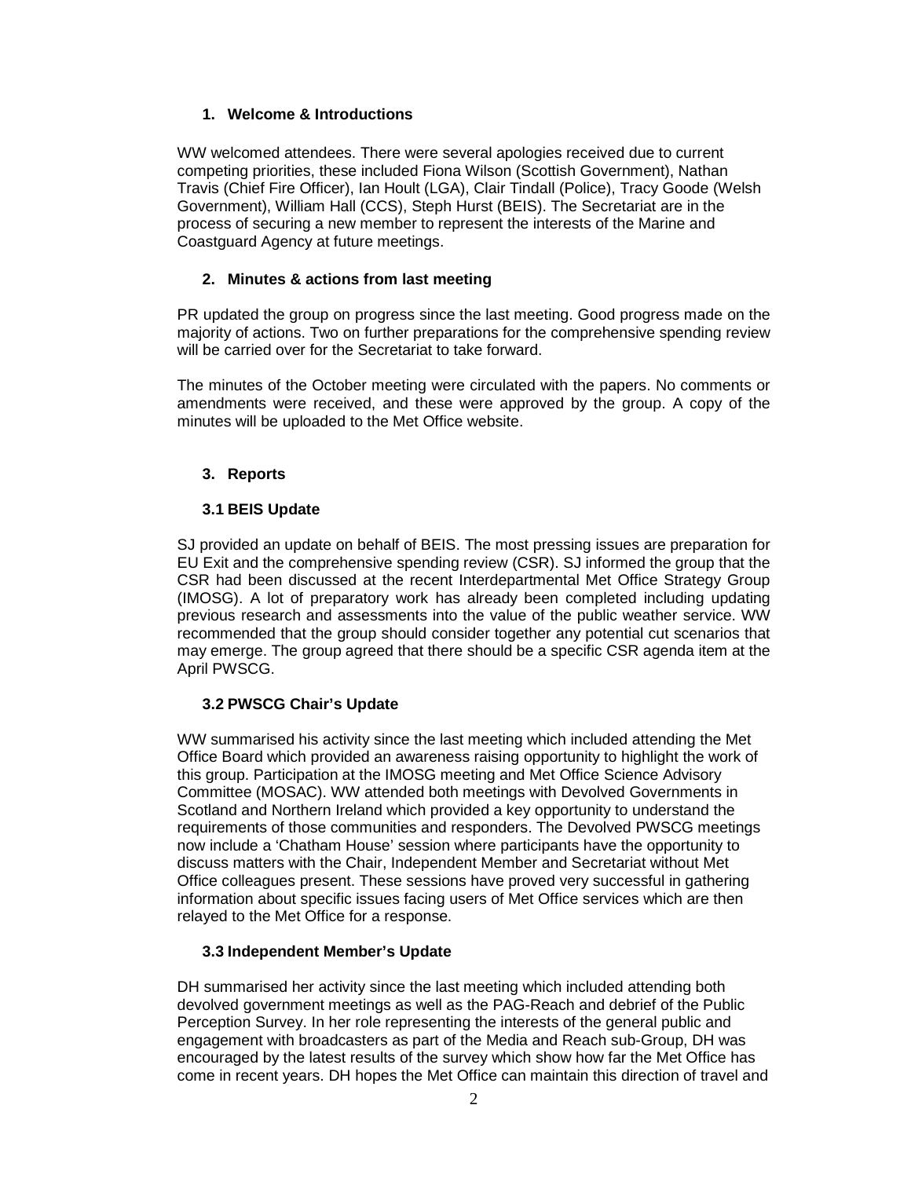## 1. Welcome & Introductions

WW welcomed attendees. There were several apologies received due to current competing priorities, these included Fiona Wilson (Scottish Government), Nathan Travis (Chief Fire Officer), Ian Hoult (LGA), Clair Tindall (Police), Tracy Goode (Welsh Government), William Hall (CCS), Steph Hurst (BEIS). The Secretariat are in the process of securing a new member to represent the interests of the Marine and Coastguard Agency at future meetings.

## 2. Minutes & actions from last meeting

PR updated the group on progress since the last meeting. Good progress made on the majority of actions. Two on further preparations for the comprehensive spending review will be carried over for the Secretariat to take forward.

The minutes of the October meeting were circulated with the papers. No comments or amendments were received, and these were approved by the group. A copy of the minutes will be uploaded to the Met Office website.

## 3. Reports

### 3.1 BEIS Update

SJ provided an update on behalf of BEIS. The most pressing issues are preparation for EU Exit and the comprehensive spending review (CSR). SJ informed the group that the CSR had been discussed at the recent Interdepartmental Met Office Strategy Group (IMOSG). A lot of preparatory work has already been completed including updating previous research and assessments into the value of the public weather service. WW recommended that the group should consider together any potential cut scenarios that may emerge. The group agreed that there should be a specific CSR agenda item at the April PWSCG.

### 3.2 PWSCG Chair's Update

WW summarised his activity since the last meeting which included attending the Met Office Board which provided an awareness raising opportunity to highlight the work of this group. Participation at the IMOSG meeting and Met Office Science Advisory Committee (MOSAC). WW attended both meetings with Devolved Governments in Scotland and Northern Ireland which provided a key opportunity to understand the requirements of those communities and responders. The Devolved PWSCG meetings now include a 'Chatham House' session where participants have the opportunity to discuss matters with the Chair, Independent Member and Secretariat without Met Office colleagues present. These sessions have proved very successful in gathering information about specific issues facing users of Met Office services which are then relayed to the Met Office for a response.

### 3.3 Independent Member's Update

DH summarised her activity since the last meeting which included attending both devolved government meetings as well as the PAG-Reach and debrief of the Public Perception Survey. In her role representing the interests of the general public and engagement with broadcasters as part of the Media and Reach sub-Group, DH was encouraged by the latest results of the survey which show how far the Met Office has come in recent years. DH hopes the Met Office can maintain this direction of travel and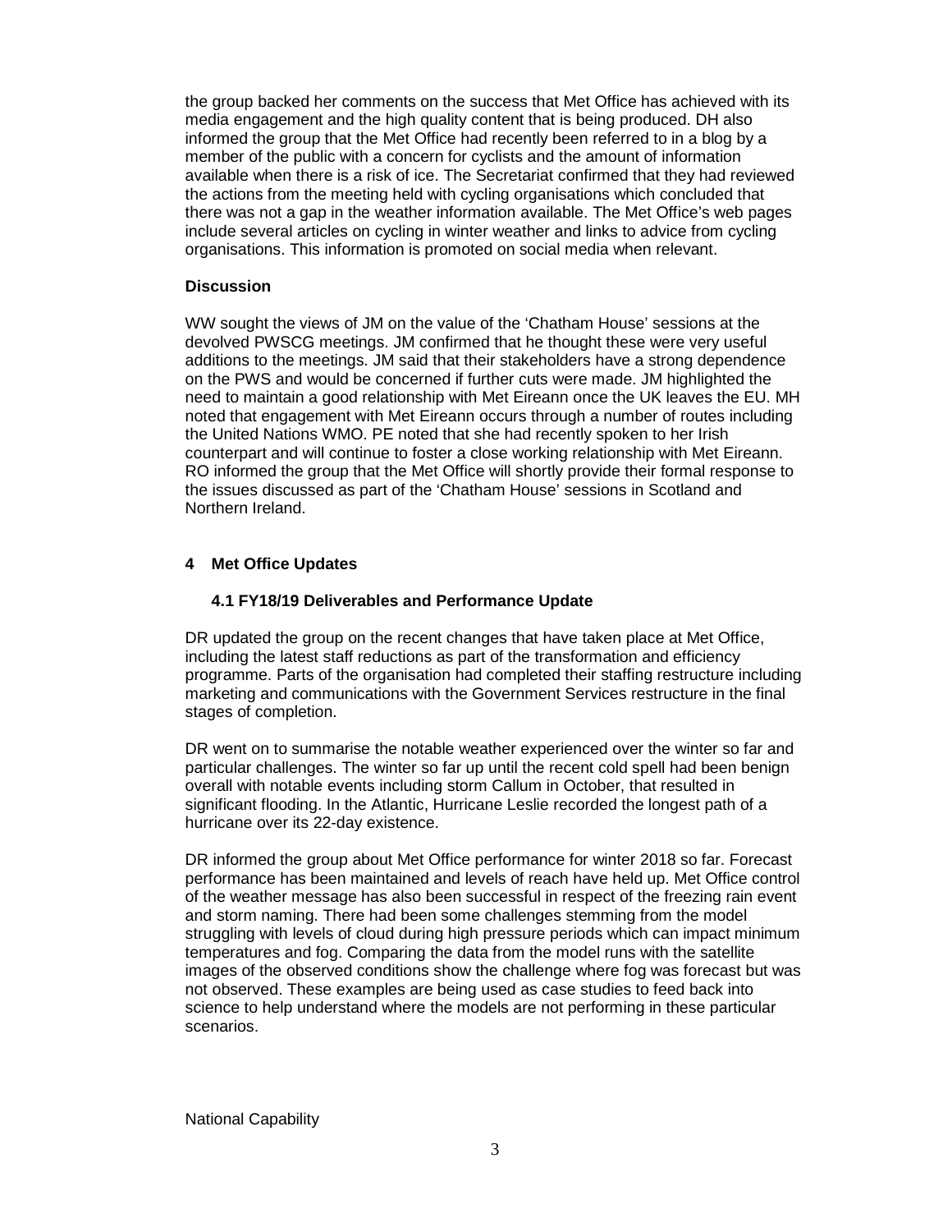the group backed her comments on the success that Met Office has achieved with its media engagement and the high quality content that is being produced. DH also informed the group that the Met Office had recently been referred to in a blog by a member of the public with a concern for cyclists and the amount of information available when there is a risk of ice. The Secretariat confirmed that they had reviewed the actions from the meeting held with cycling organisations which concluded that there was not a gap in the weather information available. The Met Office's web pages include several articles on cycling in winter weather and links to advice from cycling organisations. This information is promoted on social media when relevant.

**Discussion**

WW sought the views of JM on the value of the 'Chatham House' sessions at the devolved PWSCG meetings. JM confirmed that he thought these were very useful additions to the meetings. JM said that their stakeholders have a strong dependence on the PWS and would be concerned if further cuts were made. JM highlighted the need to maintain a good relationship with Met Eireann once the UK leaves the EU. MH noted that engagement with Met Eireann occurs through a number of routes including the United Nations WMO. PE noted that she had recently spoken to her Irish counterpart and will continue to foster a close working relationship with Met Eireann. RO informed the group that the Met Office will shortly provide their formal response to the issues discussed as part of the 'Chatham House' sessions in Scotland and Northern Ireland.

## 4 Met Office Updates

### 4.1 FY18/19 Deliverables and Performance Update

DR updated the group on the recent changes that have taken place at Met Office, including the latest staff reductions as part of the transformation and efficiency programme. Parts of the organisation had completed their staffing restructure including marketing and communications with the Government Services restructure in the final stages of completion.

DR went on to summarise the notable weather experienced over the winter so far and particular challenges. The winter so far up until the recent cold spell had been benign overall with notable events including storm Callum in October, that resulted in significant flooding. In the Atlantic, Hurricane Leslie recorded the longest path of a hurricane over its 22-day existence.

DR informed the group about Met Office performance for winter 2018 so far. Forecast performance has been maintained and levels of reach have held up. Met Office control of the weather message has also been successful in respect of the freezing rain event and storm naming. There had been some challenges stemming from the model struggling with levels of cloud during high pressure periods which can impact minimum temperatures and fog. Comparing the data from the model runs with the satellite images of the observed conditions show the challenge where fog was forecast but was not observed. These examples are being used as case studies to feed back into science to help understand where the models are not performing in these particular scenarios.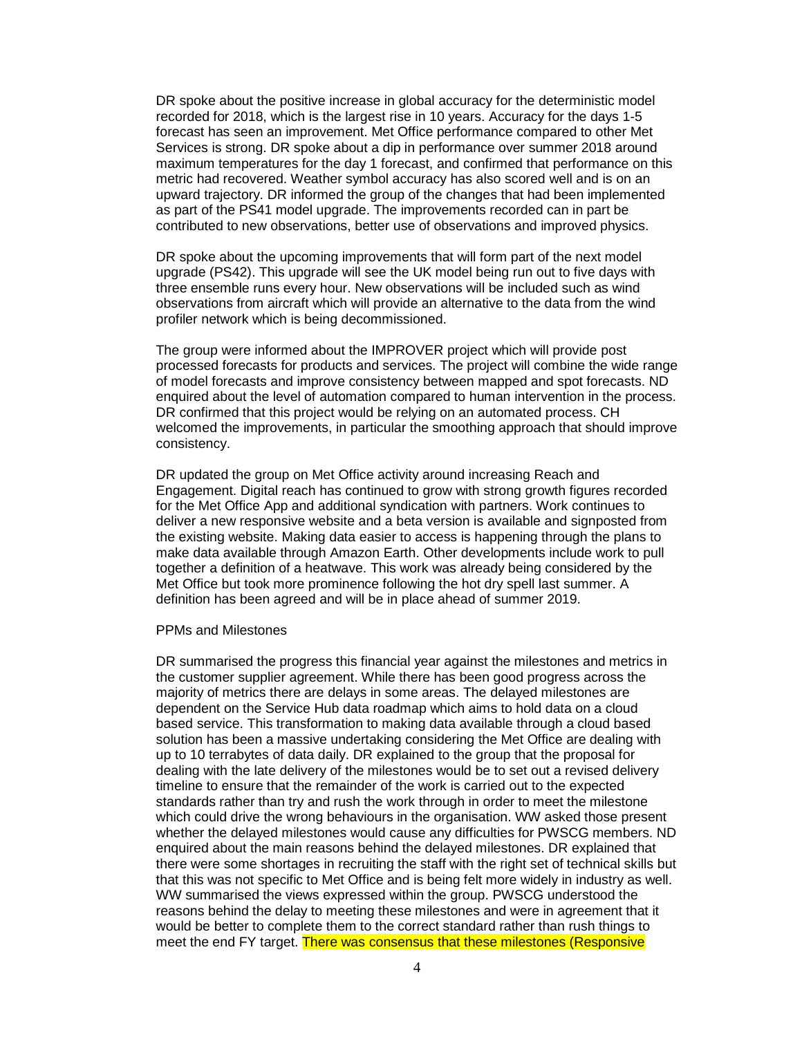DR spoke about the positive increase in global accuracy for the deterministic model recorded for 2018, which is the largest rise in 10 years. Accuracy for the days 1-5 forecast has seen an improvement. Met Office performance compared to other Met Services is strong. DR spoke about a dip in performance over summer 2018 around maximum temperatures for the day 1 forecast, and confirmed that performance on this metric had recovered. Weather symbol accuracy has also scored well and is on an upward trajectory. DR informed the group of the changes that had been implemented as part of the PS41 model upgrade. The improvements recorded can in part be contributed to new observations, better use of observations and improved physics.

DR spoke about the upcoming improvements that will form part of the next model upgrade (PS42). This upgrade will see the UK model being run out to five days with three ensemble runs every hour. New observations will be included such as wind observations from aircraft which will provide an alternative to the data from the wind profiler network which is being decommissioned.

The group were informed about the IMPROVER project which will provide post processed forecasts for products and services. The project will combine the wide range of model forecasts and improve consistency between mapped and spot forecasts. ND enquired about the level of automation compared to human intervention in the process. DR confirmed that this project would be relying on an automated process. CH welcomed the improvements, in particular the smoothing approach that should improve consistency.

DR updated the group on Met Office activity around increasing Reach and Engagement. Digital reach has continued to grow with strong growth figures recorded for the Met Office App and additional syndication with partners. Work continues to deliver a new responsive website and a beta version is available and signposted from the existing website. Making data easier to access is happening through the plans to make data available through Amazon Earth. Other developments include work to pull together a definition of a heatwave. This work was already being considered by the Met Office but took more prominence following the hot dry spell last summer. A definition has been agreed and will be in place ahead of summer 2019.

PPMs and Milestones

DR summarised the progress this financial year against the milestones and metrics in the customer supplier agreement. While there has been good progress across the majority of metrics there are delays in some areas. The delayed milestones are dependent on the Service Hub data roadmap which aims to hold data on a cloud based service. This transformation to making data available through a cloud based solution has been a massive undertaking considering the Met Office are dealing with up to 10 terrabytes of data daily. DR explained to the group that the proposal for dealing with the late delivery of the milestones would be to set out a revised delivery timeline to ensure that the remainder of the work is carried out to the expected standards rather than try and rush the work through in order to meet the milestone which could drive the wrong behaviours in the organisation. WW asked those present whether the delayed milestones would cause any difficulties for PWSCG members. ND enquired about the main reasons behind the delayed milestones. DR explained that there were some shortages in recruiting the staff with the right set of technical skills but that this was not specific to Met Office and is being felt more widely in industry as well. WW summarised the views expressed within the group. PWSCG understood the reasons behind the delay to meeting these milestones and were in agreement that it would be better to complete them to the correct standard rather than rush things to meet the end FY target. There was consensus that these milestones (Responsive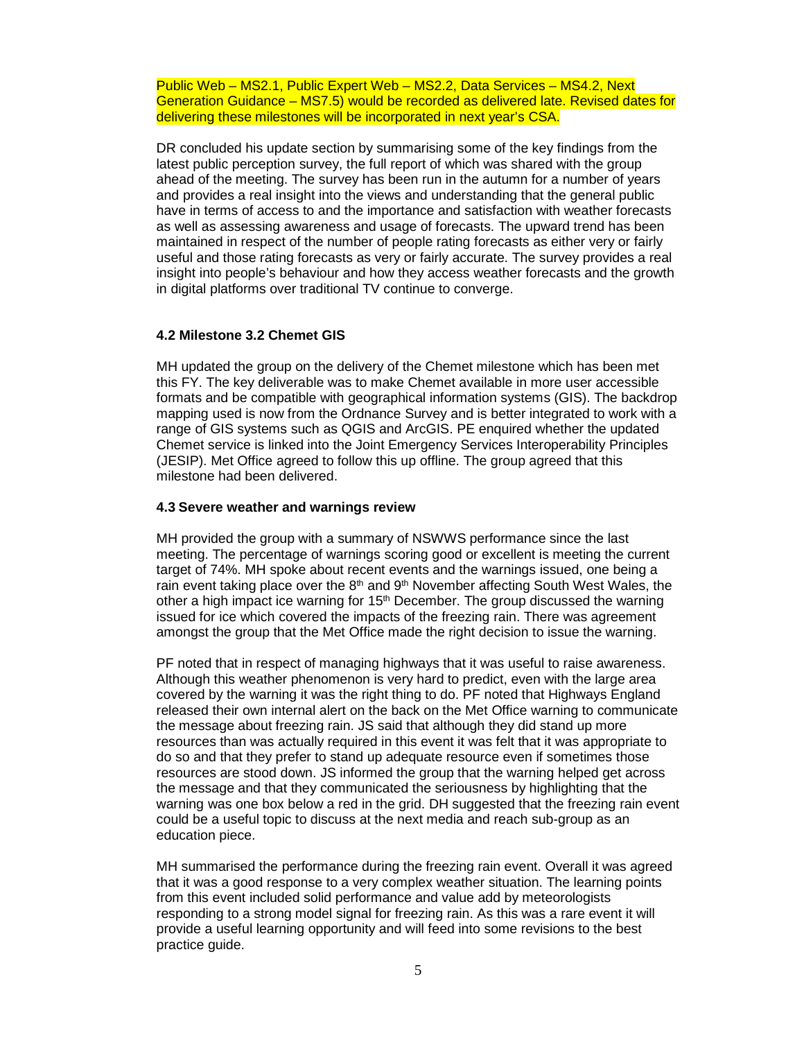Public Web – MS2.1, Public Expert Web – MS2.2, Data Services – MS4.2, Next Generation Guidance – MS7.5) would be recorded as delivered late. Revised dates for delivering these milestones will be incorporated in next year's CSA.

DR concluded his update section by summarising some of the key findings from the latest public perception survey, the full report of which was shared with the group ahead of the meeting. The survey has been run in the autumn for a number of years and provides a real insight into the views and understanding that the general public have in terms of access to and the importance and satisfaction with weather forecasts as well as assessing awareness and usage of forecasts. The upward trend has been maintained in respect of the number of people rating forecasts as either very or fairly useful and those rating forecasts as very or fairly accurate. The survey provides a real insight into people's behaviour and how they access weather forecasts and the growth in digital platforms over traditional TV continue to converge.

**4.2 Milestone 3.2 Chemet GIS**

MH updated the group on the delivery of the Chemet milestone which has been met this FY. The key deliverable was to make Chemet available in more user accessible formats and be compatible with geographical information systems (GIS). The backdrop mapping used is now from the Ordnance Survey and is better integrated to work with a range of GIS systems such as QGIS and ArcGIS. PE enquired whether the updated Chemet service is linked into the Joint Emergency Services Interoperability Principles (JESIP). Met Office agreed to follow this up offline. The group agreed that this milestone had been delivered.

**4.3 Severe weather and warnings review**

MH provided the group with a summary of NSWWS performance since the last meeting. The percentage of warnings scoring good or excellent is meeting the current target of 74%. MH spoke about recent events and the warnings issued, one being a rain event taking place over the 8th and 9th November affecting South West Wales, the other a high impact ice warning for 15th December. The group discussed the warning issued for ice which covered the impacts of the freezing rain. There was agreement amongst the group that the Met Office made the right decision to issue the warning.

PF noted that in respect of managing highways that it was useful to raise awareness. Although this weather phenomenon is very hard to predict, even with the large area covered by the warning it was the right thing to do. PF noted that Highways England released their own internal alert on the back on the Met Office warning to communicate the message about freezing rain. JS said that although they did stand up more resources than was actually required in this event it was felt that it was appropriate to do so and that they prefer to stand up adequate resource even if sometimes those resources are stood down. JS informed the group that the warning helped get across the message and that they communicated the seriousness by highlighting that the warning was one box below a red in the grid. DH suggested that the freezing rain event could be a useful topic to discuss at the next media and reach sub-group as an education piece.

MH summarised the performance during the freezing rain event. Overall it was agreed that it was a good response to a very complex weather situation. The learning points from this event included solid performance and value add by meteorologists responding to a strong model signal for freezing rain. As this was a rare event it will provide a useful learning opportunity and will feed into some revisions to the best practice guide.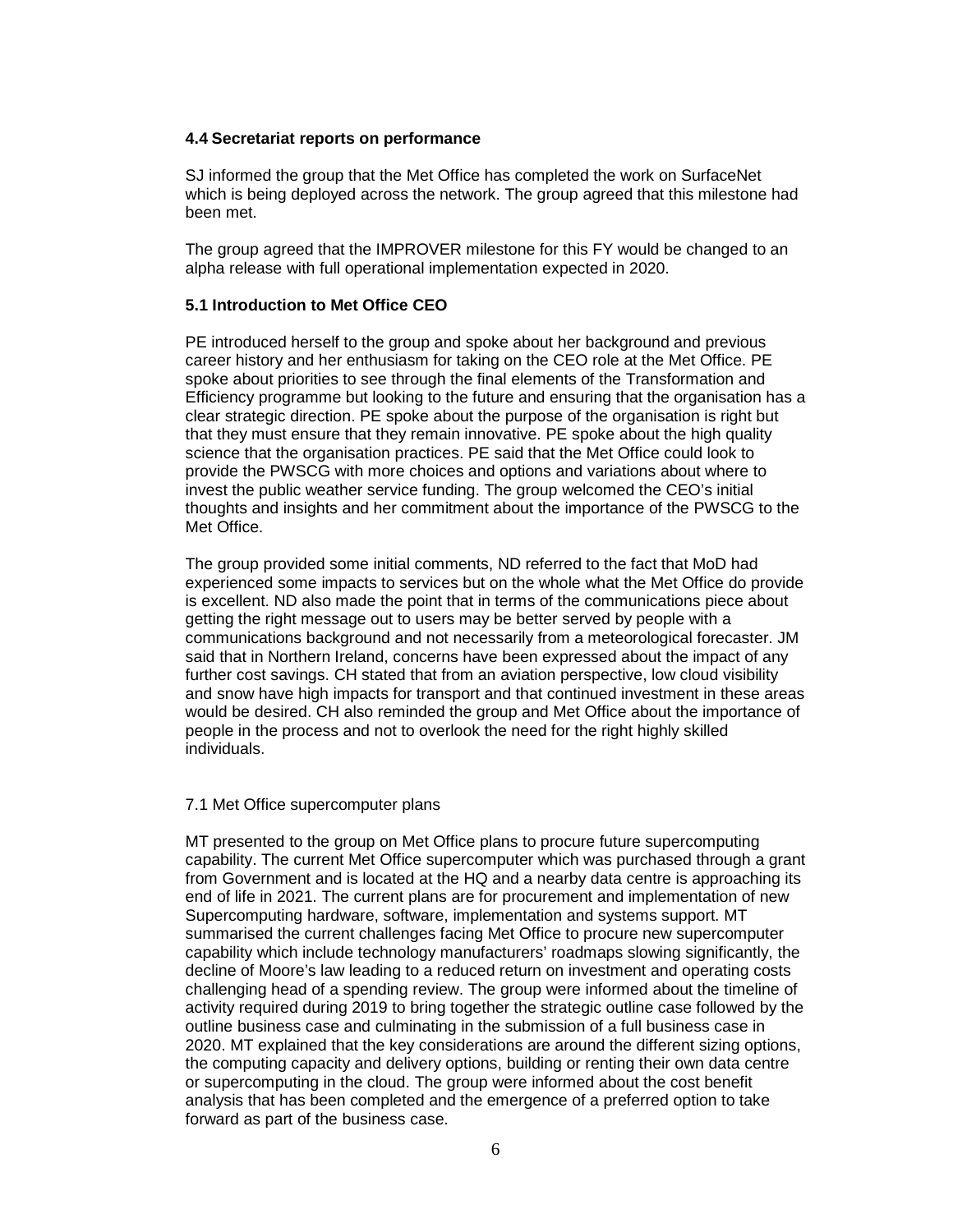### 4.4 Secretariat reports on performance

SJ informed the group that the Met Office has completed the work on SurfaceNet which is being deployed across the network. The group agreed that this milestone had been met.

The group agreed that the IMPROVER milestone for this FY would be changed to an alpha release with full operational implementation expected in 2020.

### 5.1 Introduction to Met Office CEO

PE introduced herself to the group and spoke about her background and previous career history and her enthusiasm for taking on the CEO role at the Met Office. PE spoke about priorities to see through the final elements of the Transformation and Efficiency programme but looking to the future and ensuring that the organisation has a clear strategic direction. PE spoke about the purpose of the organisation is right but that they must ensure that they remain innovative. PE spoke about the high quality science that the organisation practices. PE said that the Met Office could look to provide the PWSCG with more choices and options and variations about where to invest the public weather service funding. The group welcomed the CEO's initial thoughts and insights and her commitment about the importance of the PWSCG to the Met Office.

The group provided some initial comments, ND referred to the fact that MoD had experienced some impacts to services but on the whole what the Met Office do provide is excellent. ND also made the point that in terms of the communications piece about getting the right message out to users may be better served by people with a communications background and not necessarily from a meteorological forecaster. JM said that in Northern Ireland, concerns have been expressed about the impact of any further cost savings. CH stated that from an aviation perspective, low cloud visibility and snow have high impacts for transport and that continued investment in these areas would be desired. CH also reminded the group and Met Office about the importance of people in the process and not to overlook the need for the right highly skilled individuals.

7.1 Met Office supercomputer plans

MT presented to the group on Met Office plans to procure future supercomputing capability. The current Met Office supercomputer which was purchased through a grant from Government and is located at the HQ and a nearby data centre is approaching its end of life in 2021. The current plans are for procurement and implementation of new Supercomputing hardware, software, implementation and systems support. MT summarised the current challenges facing Met Office to procure new supercomputer capability which include technology manufacturers' roadmaps slowing significantly, the decline of Moore's law leading to a reduced return on investment and operating costs challenging head of a spending review. The group were informed about the timeline of activity required during 2019 to bring together the strategic outline case followed by the outline business case and culminating in the submission of a full business case in 2020. MT explained that the key considerations are around the different sizing options, the computing capacity and delivery options, building or renting their own data centre or supercomputing in the cloud. The group were informed about the cost benefit analysis that has been completed and the emergence of a preferred option to take forward as part of the business case.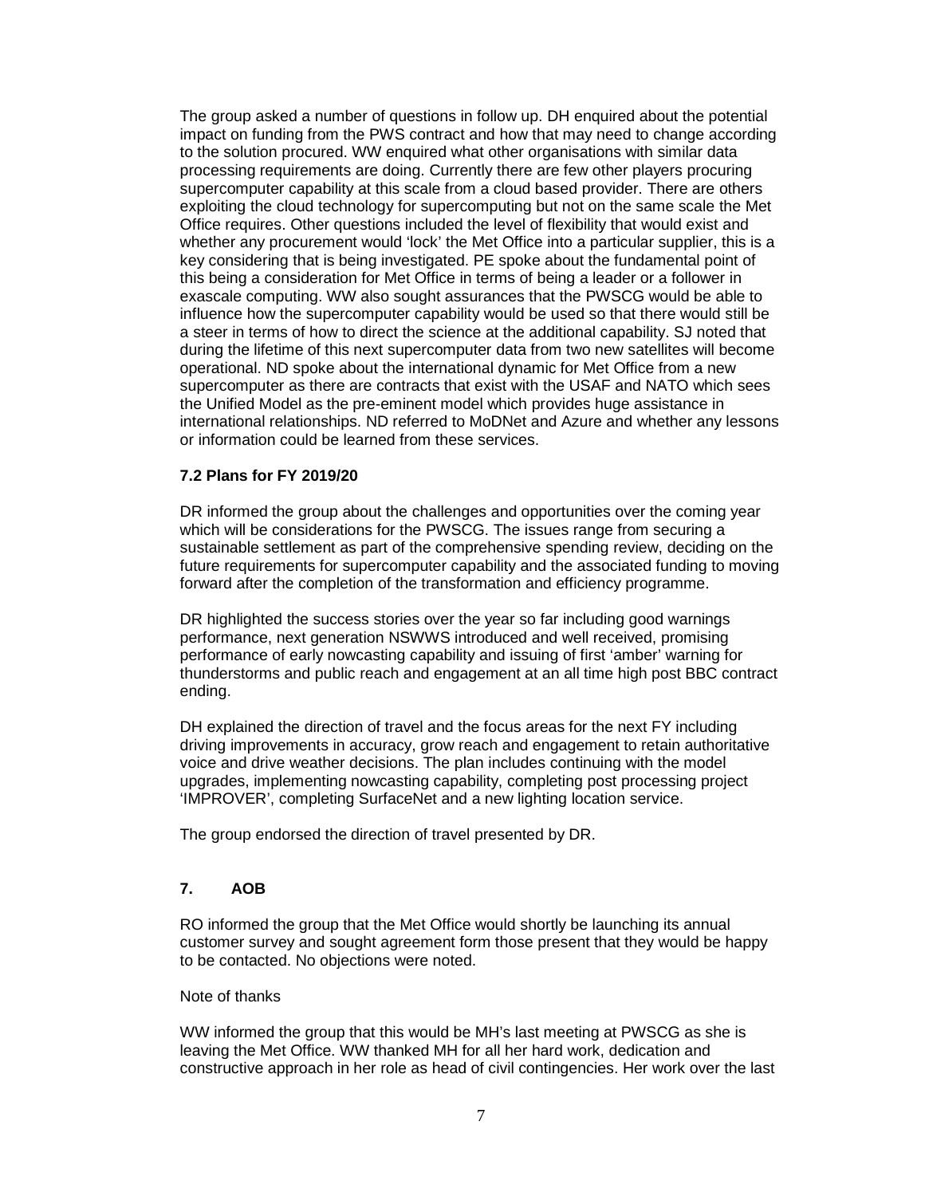The group asked a number of questions in follow up. DH enquired about the potential impact on funding from the PWS contract and how that may need to change according to the solution procured. WW enquired what other organisations with similar data processing requirements are doing. Currently there are few other players procuring supercomputer capability at this scale from a cloud based provider. There are others exploiting the cloud technology for supercomputing but not on the same scale the Met Office requires. Other questions included the level of flexibility that would exist and whether any procurement would 'lock' the Met Office into a particular supplier, this is a key considering that is being investigated. PE spoke about the fundamental point of this being a consideration for Met Office in terms of being a leader or a follower in exascale computing. WW also sought assurances that the PWSCG would be able to influence how the supercomputer capability would be used so that there would still be a steer in terms of how to direct the science at the additional capability. SJ noted that during the lifetime of this next supercomputer data from two new satellites will become operational. ND spoke about the international dynamic for Met Office from a new supercomputer as there are contracts that exist with the USAF and NATO which sees the Unified Model as the pre-eminent model which provides huge assistance in international relationships. ND referred to MoDNet and Azure and whether any lessons or information could be learned from these services.

### 7.2 Plans for FY 2019/20

DR informed the group about the challenges and opportunities over the coming year which will be considerations for the PWSCG. The issues range from securing a sustainable settlement as part of the comprehensive spending review, deciding on the future requirements for supercomputer capability and the associated funding to moving forward after the completion of the transformation and efficiency programme.

DR highlighted the success stories over the year so far including good warnings performance, next generation NSWWS introduced and well received, promising performance of early nowcasting capability and issuing of first 'amber' warning for thunderstorms and public reach and engagement at an all time high post BBC contract ending.

DH explained the direction of travel and the focus areas for the next FY including driving improvements in accuracy, grow reach and engagement to retain authoritative voice and drive weather decisions. The plan includes continuing with the model upgrades, implementing nowcasting capability, completing post processing project 'IMPROVER', completing SurfaceNet and a new lighting location service.

The group endorsed the direction of travel presented by DR.

## 7. AOB

RO informed the group that the Met Office would shortly be launching its annual customer survey and sought agreement form those present that they would be happy to be contacted. No objections were noted.

Note of thanks

WW informed the group that this would be MH's last meeting at PWSCG as she is leaving the Met Office. WW thanked MH for all her hard work, dedication and constructive approach in her role as head of civil contingencies. Her work over the last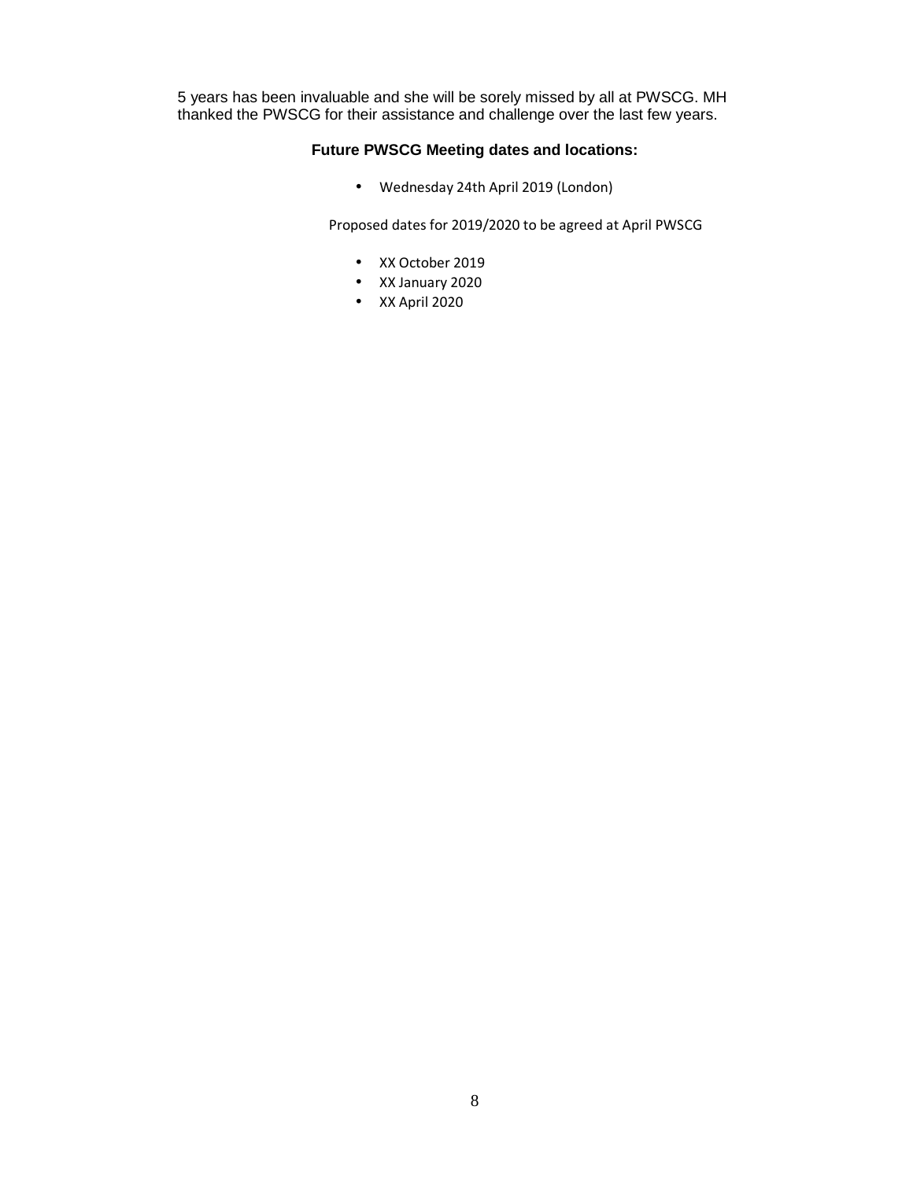5 years has been invaluable and she will be sorely missed by all at PWSCG. MH thanked the PWSCG for their assistance and challenge over the last few years.

### Future PWSCG Meeting dates and locations:

- Wednesday 24th April 2019 (London)

Proposed dates for 2019/2020 to be agreed at April PWSCG

- XX October 2019
- XX January 2020
- XX April 2020